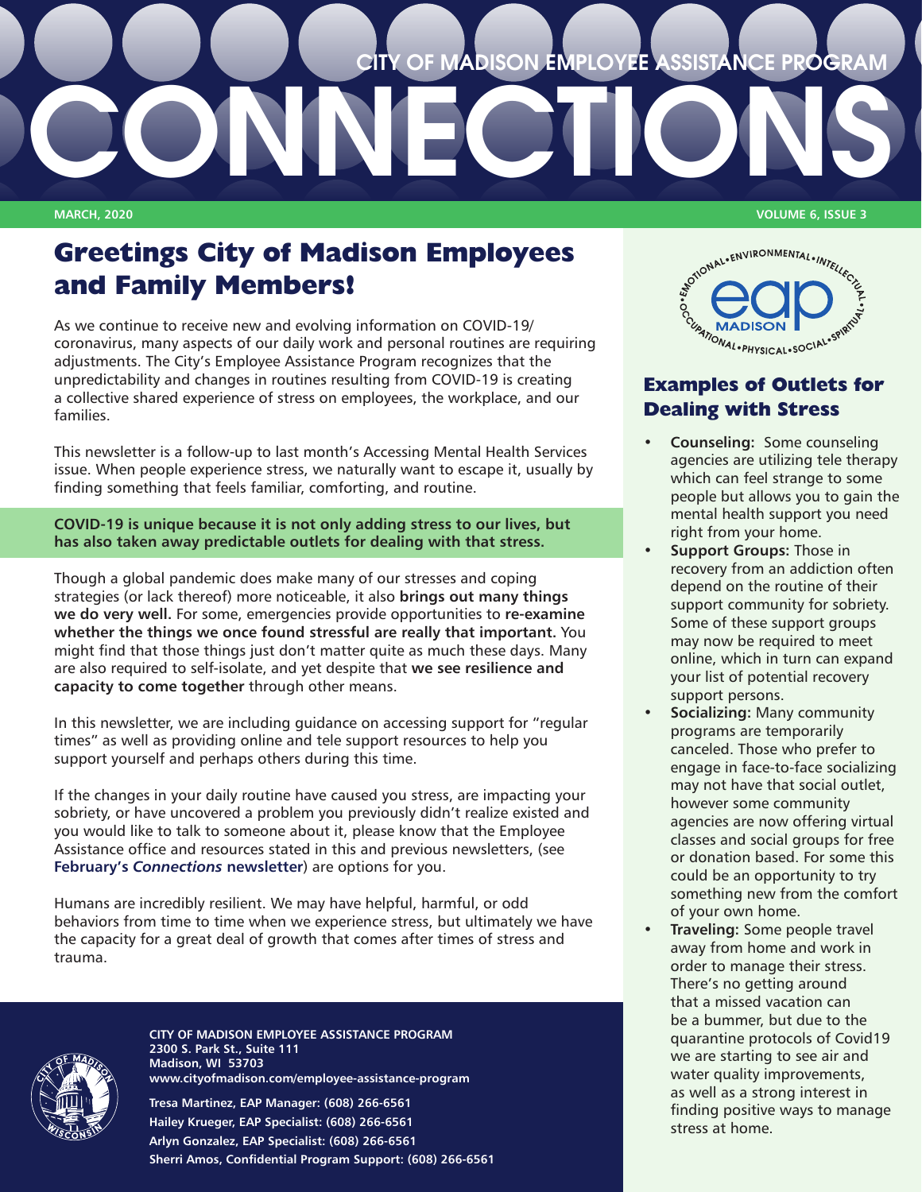# CONNECTIONS

CITY OF MADISON EMPLOYEE ASSISTANCE PROGRAM

MARCH, 2020

VOLUME 6, ISSUE 3

## Greetings City of Madison Employees and Family Members!

As we continue to receive new and evolving information on COVID-19/ coronavirus, many aspects of our daily work and personal routines are requiring adjustments. The City's Employee Assistance Program recognizes that the unpredictability and changes in routines resulting from COVID-19 is creating a collective shared experience of stress on employees, the workplace, and our families.

This newsletter is a follow-up to last month's Accessing Mental Health Services issue. When people experience stress, we naturally want to escape it, usually by finding something that feels familiar, comforting, and routine.

**COVID-19 is unique because it is not only adding stress to our lives, but has also taken away predictable outlets for dealing with that stress.**

Though a global pandemic does make many of our stresses and coping strategies (or lack thereof) more noticeable, it also **brings out many things we do very well.** For some, emergencies provide opportunities to **re-examine whether the things we once found stressful are really that important.** You might find that those things just don't matter quite as much these days. Many are also required to self-isolate, and yet despite that **we see resilience and capacity to come together** through other means.

In this newsletter, we are including guidance on accessing support for "regular times" as well as providing online and tele support resources to help you support yourself and perhaps others during this time.

If the changes in your daily routine have caused you stress, are impacting your sobriety, or have uncovered a problem you previously didn't realize existed and you would like to talk to someone about it, please know that the Employee Assistance office and resources stated in this and previous newsletters, (see **February's *Connections* newsletter**) are options for you.

Humans are incredibly resilient. We may have helpful, harmful, or odd behaviors from time to time when we experience stress, but ultimately we have the capacity for a great deal of growth that comes after times of stress and trauma.

## Examples of Outlets for Dealing with Stress

- **Counseling:** Some counseling agencies are utilizing tele therapy which can feel strange to some people but allows you to gain the mental health support you need right from your home.
- **Support Groups:** Those in recovery from an addiction often depend on the routine of their support community for sobriety. Some of these support groups may now be required to meet online, which in turn can expand your list of potential recovery support persons.
- **Socializing:** Many community programs are temporarily canceled. Those who prefer to engage in face-to-face socializing may not have that social outlet, however some community agencies are now offering virtual classes and social groups for free or donation based. For some this could be an opportunity to try something new from the comfort of your own home.
- **Traveling:** Some people travel away from home and work in order to manage their stress. There's no getting around that a missed vacation can be a bummer, but due to the quarantine protocols of Covid19 we are starting to see air and water quality improvements, as well as a strong interest in finding positive ways to manage stress at home.

**CITY OF MADISON EMPLOYEE ASSISTANCE PROGRAM**
**2300 S. Park St., Suite 111**
**Madison, WI 53703**
**www.cityofmadison.com/employee-assistance-program**

**Tresa Martinez, EAP Manager: (608) 266-6561**
**Hailey Krueger, EAP Specialist: (608) 266-6561**
**Arlyn Gonzalez, EAP Specialist: (608) 266-6561**
**Sherri Amos, Confidential Program Support: (608) 266-6561**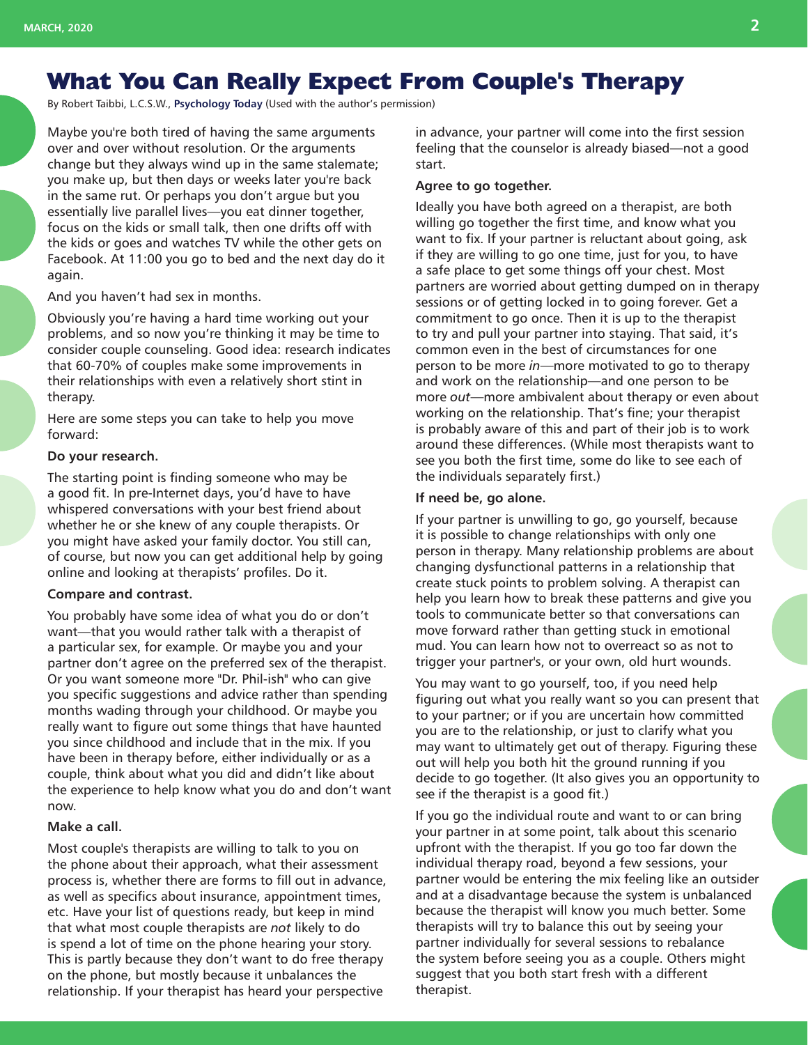# What You Can Really Expect From Couple's Therapy

By Robert Taibbi, L.C.S.W., **Psychology Today** (Used with the author's permission)

Maybe you're both tired of having the same arguments over and over without resolution. Or the arguments change but they always wind up in the same stalemate; you make up, but then days or weeks later you're back in the same rut. Or perhaps you don't argue but you essentially live parallel lives—you eat dinner together, focus on the kids or small talk, then one drifts off with the kids or goes and watches TV while the other gets on Facebook. At 11:00 you go to bed and the next day do it again.

And you haven't had sex in months.

Obviously you're having a hard time working out your problems, and so now you're thinking it may be time to consider couple counseling. Good idea: research indicates that 60-70% of couples make some improvements in their relationships with even a relatively short stint in therapy.

Here are some steps you can take to help you move forward:

**Do your research.**

The starting point is finding someone who may be a good fit. In pre-Internet days, you'd have to have whispered conversations with your best friend about whether he or she knew of any couple therapists. Or you might have asked your family doctor. You still can, of course, but now you can get additional help by going online and looking at therapists' profiles. Do it.

**Compare and contrast.**

You probably have some idea of what you do or don't want—that you would rather talk with a therapist of a particular sex, for example. Or maybe you and your partner don't agree on the preferred sex of the therapist. Or you want someone more "Dr. Phil-ish" who can give you specific suggestions and advice rather than spending months wading through your childhood. Or maybe you really want to figure out some things that have haunted you since childhood and include that in the mix. If you have been in therapy before, either individually or as a couple, think about what you did and didn't like about the experience to help know what you do and don't want now.

**Make a call.**

Most couple's therapists are willing to talk to you on the phone about their approach, what their assessment process is, whether there are forms to fill out in advance, as well as specifics about insurance, appointment times, etc. Have your list of questions ready, but keep in mind that what most couple therapists are *not* likely to do is spend a lot of time on the phone hearing your story. This is partly because they don't want to do free therapy on the phone, but mostly because it unbalances the relationship. If your therapist has heard your perspective in advance, your partner will come into the first session feeling that the counselor is already biased—not a good start.

**Agree to go together.**

Ideally you have both agreed on a therapist, are both willing go together the first time, and know what you want to fix. If your partner is reluctant about going, ask if they are willing to go one time, just for you, to have a safe place to get some things off your chest. Most partners are worried about getting dumped on in therapy sessions or of getting locked in to going forever. Get a commitment to go once. Then it is up to the therapist to try and pull your partner into staying. That said, it's common even in the best of circumstances for one person to be more *in*—more motivated to go to therapy and work on the relationship—and one person to be more *out*—more ambivalent about therapy or even about working on the relationship. That's fine; your therapist is probably aware of this and part of their job is to work around these differences. (While most therapists want to see you both the first time, some do like to see each of the individuals separately first.)

**If need be, go alone.**

If your partner is unwilling to go, go yourself, because it is possible to change relationships with only one person in therapy. Many relationship problems are about changing dysfunctional patterns in a relationship that create stuck points to problem solving. A therapist can help you learn how to break these patterns and give you tools to communicate better so that conversations can move forward rather than getting stuck in emotional mud. You can learn how not to overreact so as not to trigger your partner's, or your own, old hurt wounds.

You may want to go yourself, too, if you need help figuring out what you really want so you can present that to your partner; or if you are uncertain how committed you are to the relationship, or just to clarify what you may want to ultimately get out of therapy. Figuring these out will help you both hit the ground running if you decide to go together. (It also gives you an opportunity to see if the therapist is a good fit.)

If you go the individual route and want to or can bring your partner in at some point, talk about this scenario upfront with the therapist. If you go too far down the individual therapy road, beyond a few sessions, your partner would be entering the mix feeling like an outsider and at a disadvantage because the system is unbalanced because the therapist will know you much better. Some therapists will try to balance this out by seeing your partner individually for several sessions to rebalance the system before seeing you as a couple. Others might suggest that you both start fresh with a different therapist.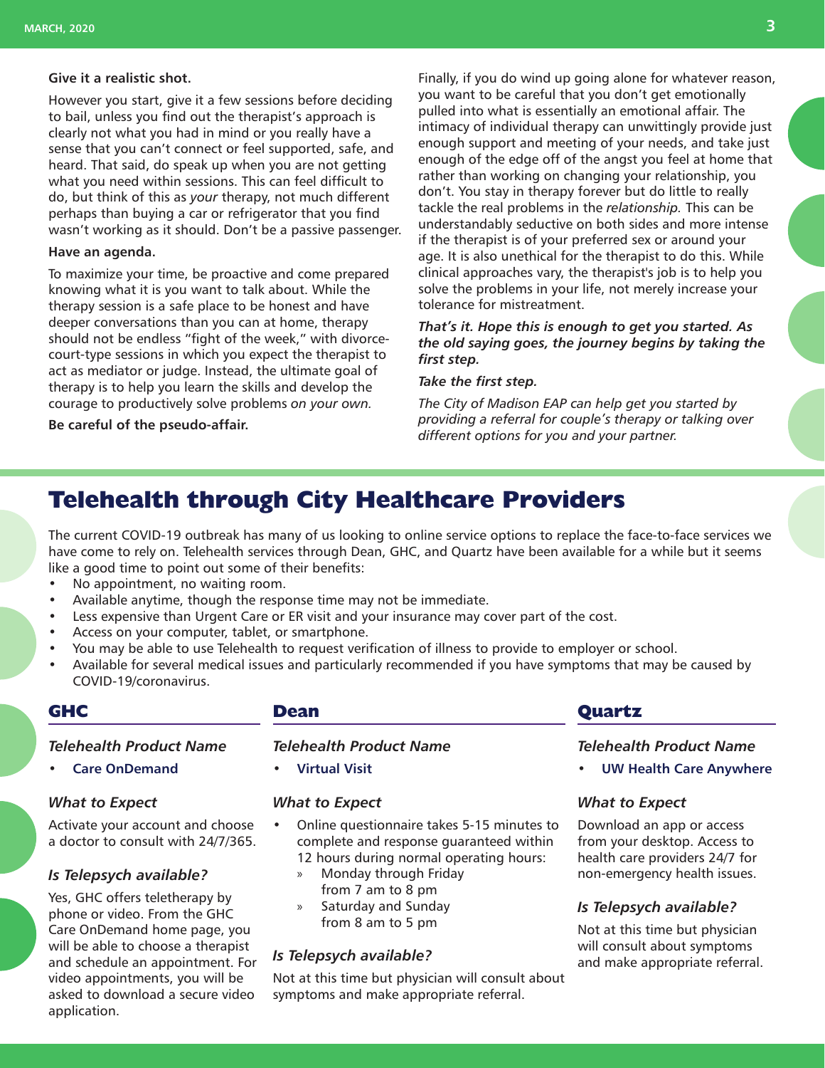**Give it a realistic shot.**

However you start, give it a few sessions before deciding to bail, unless you find out the therapist's approach is clearly not what you had in mind or you really have a sense that you can't connect or feel supported, safe, and heard. That said, do speak up when you are not getting what you need within sessions. This can feel difficult to do, but think of this as *your* therapy, not much different perhaps than buying a car or refrigerator that you find wasn't working as it should. Don't be a passive passenger.

**Have an agenda.**

To maximize your time, be proactive and come prepared knowing what it is you want to talk about. While the therapy session is a safe place to be honest and have deeper conversations than you can at home, therapy should not be endless "fight of the week," with divorce-court-type sessions in which you expect the therapist to act as mediator or judge. Instead, the ultimate goal of therapy is to help you learn the skills and develop the courage to productively solve problems *on your own.*

**Be careful of the pseudo-affair.**

Finally, if you do wind up going alone for whatever reason, you want to be careful that you don't get emotionally pulled into what is essentially an emotional affair. The intimacy of individual therapy can unwittingly provide just enough support and meeting of your needs, and take just enough of the edge off of the angst you feel at home that rather than working on changing your relationship, you don't. You stay in therapy forever but do little to really tackle the real problems in the *relationship.* This can be understandably seductive on both sides and more intense if the therapist is of your preferred sex or around your age. It is also unethical for the therapist to do this. While clinical approaches vary, the therapist's job is to help you solve the problems in your life, not merely increase your tolerance for mistreatment.

***That's it. Hope this is enough to get you started. As the old saying goes, the journey begins by taking the first step.***

***Take the first step.***

*The City of Madison EAP can help get you started by providing a referral for couple's therapy or talking over different options for you and your partner.*

# Telehealth through City Healthcare Providers

The current COVID-19 outbreak has many of us looking to online service options to replace the face-to-face services we have come to rely on. Telehealth services through Dean, GHC, and Quartz have been available for a while but it seems like a good time to point out some of their benefits:

- No appointment, no waiting room.
- Available anytime, though the response time may not be immediate.
- Less expensive than Urgent Care or ER visit and your insurance may cover part of the cost.
- Access on your computer, tablet, or smartphone.
- You may be able to use Telehealth to request verification of illness to provide to employer or school.
- Available for several medical issues and particularly recommended if you have symptoms that may be caused by COVID-19/coronavirus.

## GHC

### *Telehealth Product Name*

- **Care OnDemand**

### *What to Expect*

Activate your account and choose a doctor to consult with 24/7/365.

### *Is Telepsych available?*

Yes, GHC offers teletherapy by phone or video. From the GHC Care OnDemand home page, you will be able to choose a therapist and schedule an appointment. For video appointments, you will be asked to download a secure video application.

## Dean

### *Telehealth Product Name*

- **Virtual Visit**

### *What to Expect*

- Online questionnaire takes 5-15 minutes to complete and response guaranteed within 12 hours during normal operating hours:
  - Monday through Friday from 7 am to 8 pm
  - Saturday and Sunday from 8 am to 5 pm

### *Is Telepsych available?*

Not at this time but physician will consult about symptoms and make appropriate referral.

## Quartz

### *Telehealth Product Name*

- **UW Health Care Anywhere**

### *What to Expect*

Download an app or access from your desktop. Access to health care providers 24/7 for non-emergency health issues.

### *Is Telepsych available?*

Not at this time but physician will consult about symptoms and make appropriate referral.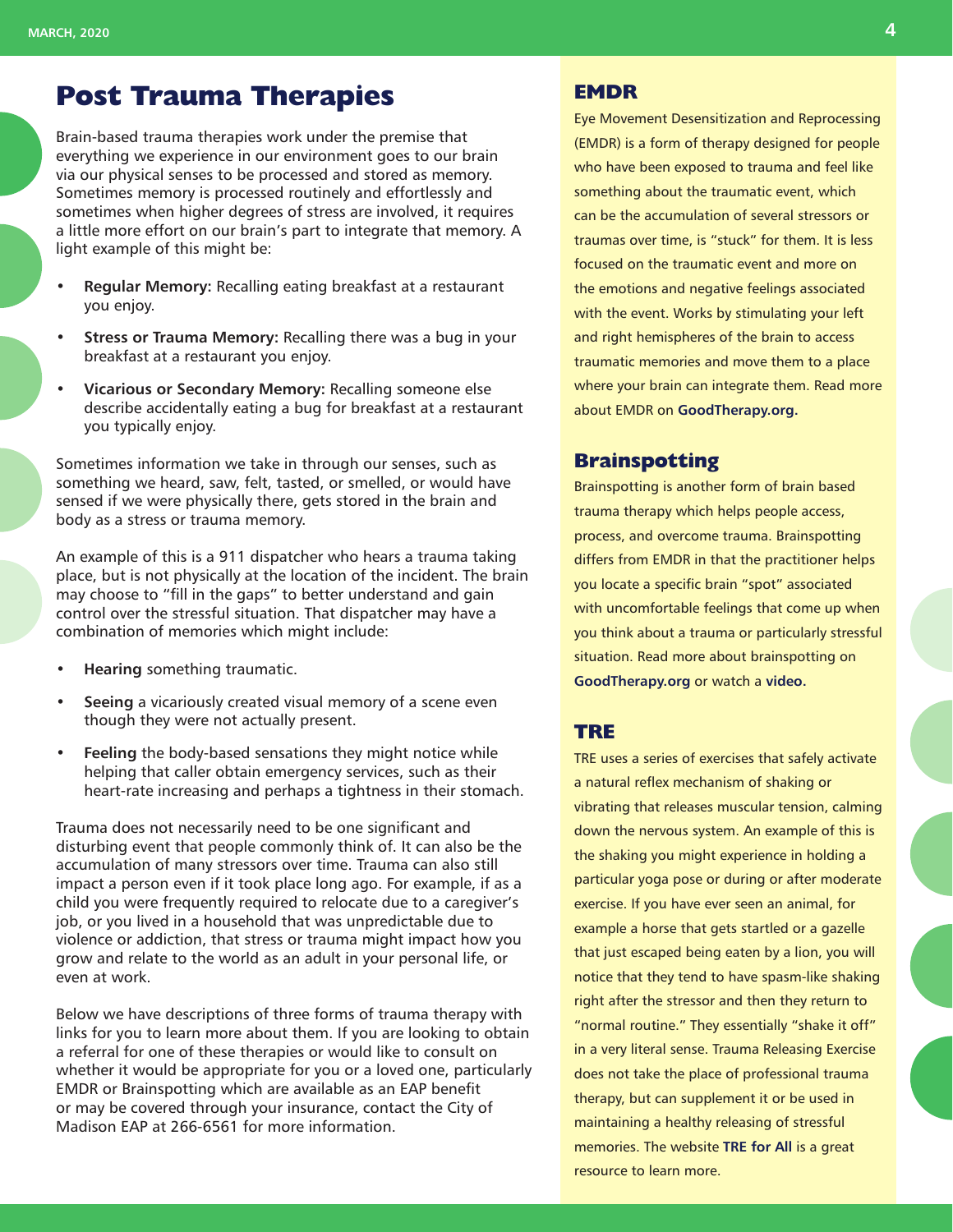# Post Trauma Therapies

Brain-based trauma therapies work under the premise that everything we experience in our environment goes to our brain via our physical senses to be processed and stored as memory. Sometimes memory is processed routinely and effortlessly and sometimes when higher degrees of stress are involved, it requires a little more effort on our brain's part to integrate that memory. A light example of this might be:

- **Regular Memory:** Recalling eating breakfast at a restaurant you enjoy.
- **Stress or Trauma Memory:** Recalling there was a bug in your breakfast at a restaurant you enjoy.
- **Vicarious or Secondary Memory:** Recalling someone else describe accidentally eating a bug for breakfast at a restaurant you typically enjoy.

Sometimes information we take in through our senses, such as something we heard, saw, felt, tasted, or smelled, or would have sensed if we were physically there, gets stored in the brain and body as a stress or trauma memory.

An example of this is a 911 dispatcher who hears a trauma taking place, but is not physically at the location of the incident. The brain may choose to "fill in the gaps" to better understand and gain control over the stressful situation. That dispatcher may have a combination of memories which might include:

- **Hearing** something traumatic.
- **Seeing** a vicariously created visual memory of a scene even though they were not actually present.
- **Feeling** the body-based sensations they might notice while helping that caller obtain emergency services, such as their heart-rate increasing and perhaps a tightness in their stomach.

Trauma does not necessarily need to be one significant and disturbing event that people commonly think of. It can also be the accumulation of many stressors over time. Trauma can also still impact a person even if it took place long ago. For example, if as a child you were frequently required to relocate due to a caregiver's job, or you lived in a household that was unpredictable due to violence or addiction, that stress or trauma might impact how you grow and relate to the world as an adult in your personal life, or even at work.

Below we have descriptions of three forms of trauma therapy with links for you to learn more about them. If you are looking to obtain a referral for one of these therapies or would like to consult on whether it would be appropriate for you or a loved one, particularly EMDR or Brainspotting which are available as an EAP benefit or may be covered through your insurance, contact the City of Madison EAP at 266-6561 for more information.

## EMDR

Eye Movement Desensitization and Reprocessing (EMDR) is a form of therapy designed for people who have been exposed to trauma and feel like something about the traumatic event, which can be the accumulation of several stressors or traumas over time, is "stuck" for them. It is less focused on the traumatic event and more on the emotions and negative feelings associated with the event. Works by stimulating your left and right hemispheres of the brain to access traumatic memories and move them to a place where your brain can integrate them. Read more about EMDR on **GoodTherapy.org.**

## Brainspotting

Brainspotting is another form of brain based trauma therapy which helps people access, process, and overcome trauma. Brainspotting differs from EMDR in that the practitioner helps you locate a specific brain "spot" associated with uncomfortable feelings that come up when you think about a trauma or particularly stressful situation. Read more about brainspotting on **GoodTherapy.org** or watch a **video.**

## TRE

TRE uses a series of exercises that safely activate a natural reflex mechanism of shaking or vibrating that releases muscular tension, calming down the nervous system. An example of this is the shaking you might experience in holding a particular yoga pose or during or after moderate exercise. If you have ever seen an animal, for example a horse that gets startled or a gazelle that just escaped being eaten by a lion, you will notice that they tend to have spasm-like shaking right after the stressor and then they return to "normal routine." They essentially "shake it off" in a very literal sense. Trauma Releasing Exercise does not take the place of professional trauma therapy, but can supplement it or be used in maintaining a healthy releasing of stressful memories. The website **TRE for All** is a great resource to learn more.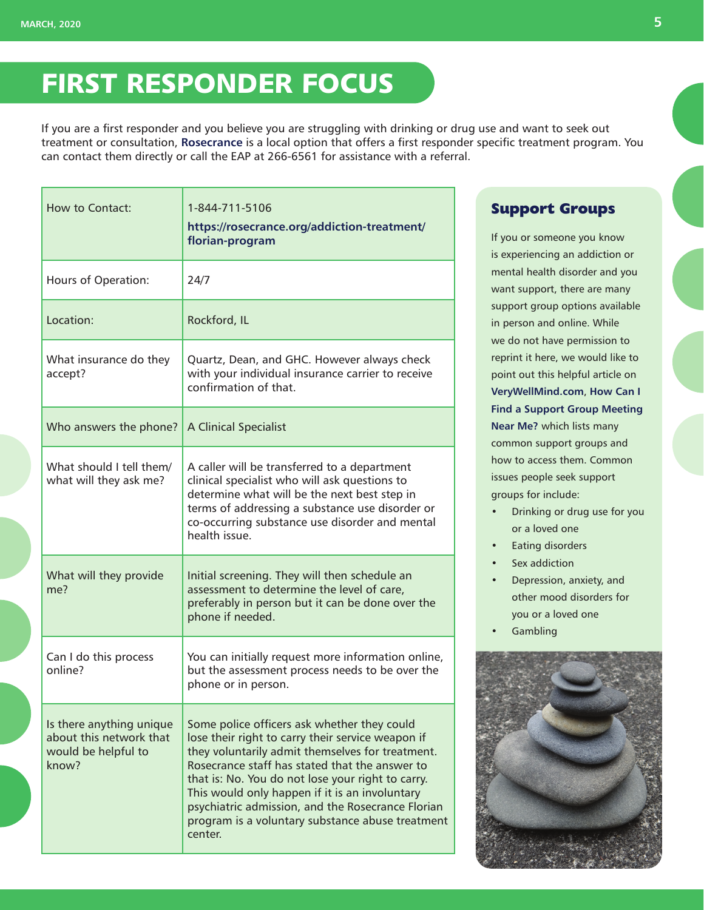# FIRST RESPONDER FOCUS

If you are a first responder and you believe you are struggling with drinking or drug use and want to seek out treatment or consultation, **Rosecrance** is a local option that offers a first responder specific treatment program. You can contact them directly or call the EAP at 266-6561 for assistance with a referral.

| | |
|---|---|
| How to Contact: | 1-844-711-5106<br>**https://rosecrance.org/addiction-treatment/florian-program** |
| Hours of Operation: | 24/7 |
| Location: | Rockford, IL |
| What insurance do they accept? | Quartz, Dean, and GHC. However always check with your individual insurance carrier to receive confirmation of that. |
| Who answers the phone? | A Clinical Specialist |
| What should I tell them/ what will they ask me? | A caller will be transferred to a department clinical specialist who will ask questions to determine what will be the next best step in terms of addressing a substance use disorder or co-occurring substance use disorder and mental health issue. |
| What will they provide me? | Initial screening. They will then schedule an assessment to determine the level of care, preferably in person but it can be done over the phone if needed. |
| Can I do this process online? | You can initially request more information online, but the assessment process needs to be over the phone or in person. |
| Is there anything unique about this network that would be helpful to know? | Some police officers ask whether they could lose their right to carry their service weapon if they voluntarily admit themselves for treatment. Rosecrance staff has stated that the answer to that is: No. You do not lose your right to carry. This would only happen if it is an involuntary psychiatric admission, and the Rosecrance Florian program is a voluntary substance abuse treatment center. |

## Support Groups

If you or someone you know is experiencing an addiction or mental health disorder and you want support, there are many support group options available in person and online. While we do not have permission to reprint it here, we would like to point out this helpful article on **VeryWellMind.com**, **How Can I Find a Support Group Meeting Near Me?** which lists many common support groups and how to access them. Common issues people seek support groups for include:

- Drinking or drug use for you or a loved one
- Eating disorders
- Sex addiction
- Depression, anxiety, and other mood disorders for you or a loved one
- Gambling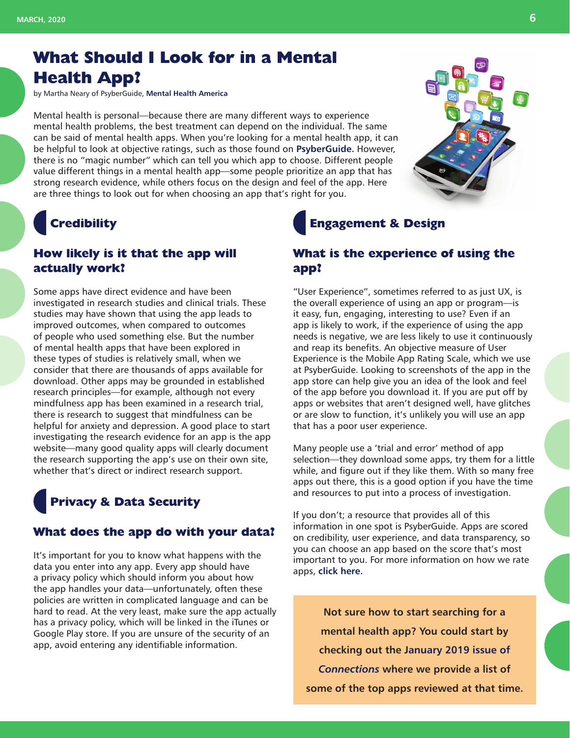# What Should I Look for in a Mental Health App?

by Martha Neary of PsyberGuide, **Mental Health America**

Mental health is personal—because there are many different ways to experience mental health problems, the best treatment can depend on the individual. The same can be said of mental health apps. When you're looking for a mental health app, it can be helpful to look at objective ratings, such as those found on **PsyberGuide.** However, there is no "magic number" which can tell you which app to choose. Different people value different things in a mental health app—some people prioritize an app that has strong research evidence, while others focus on the design and feel of the app. Here are three things to look out for when choosing an app that's right for you.

## Credibility

### How likely is it that the app will actually work?

Some apps have direct evidence and have been investigated in research studies and clinical trials. These studies may have shown that using the app leads to improved outcomes, when compared to outcomes of people who used something else. But the number of mental health apps that have been explored in these types of studies is relatively small, when we consider that there are thousands of apps available for download. Other apps may be grounded in established research principles—for example, although not every mindfulness app has been examined in a research trial, there is research to suggest that mindfulness can be helpful for anxiety and depression. A good place to start investigating the research evidence for an app is the app website—many good quality apps will clearly document the research supporting the app's use on their own site, whether that's direct or indirect research support.

## Privacy & Data Security

### What does the app do with your data?

It's important for you to know what happens with the data you enter into any app. Every app should have a privacy policy which should inform you about how the app handles your data—unfortunately, often these policies are written in complicated language and can be hard to read. At the very least, make sure the app actually has a privacy policy, which will be linked in the iTunes or Google Play store. If you are unsure of the security of an app, avoid entering any identifiable information.

## Engagement & Design

### What is the experience of using the app?

"User Experience", sometimes referred to as just UX, is the overall experience of using an app or program—is it easy, fun, engaging, interesting to use? Even if an app is likely to work, if the experience of using the app needs is negative, we are less likely to use it continuously and reap its benefits. An objective measure of User Experience is the Mobile App Rating Scale, which we use at PsyberGuide. Looking to screenshots of the app in the app store can help give you an idea of the look and feel of the app before you download it. If you are put off by apps or websites that aren't designed well, have glitches or are slow to function, it's unlikely you will use an app that has a poor user experience.

Many people use a 'trial and error' method of app selection—they download some apps, try them for a little while, and figure out if they like them. With so many free apps out there, this is a good option if you have the time and resources to put into a process of investigation.

If you don't; a resource that provides all of this information in one spot is PsyberGuide. Apps are scored on credibility, user experience, and data transparency, so you can choose an app based on the score that's most important to you. For more information on how we rate apps, **click here.**

**Not sure how to start searching for a mental health app? You could start by checking out the January 2019 issue of *Connections* where we provide a list of some of the top apps reviewed at that time.**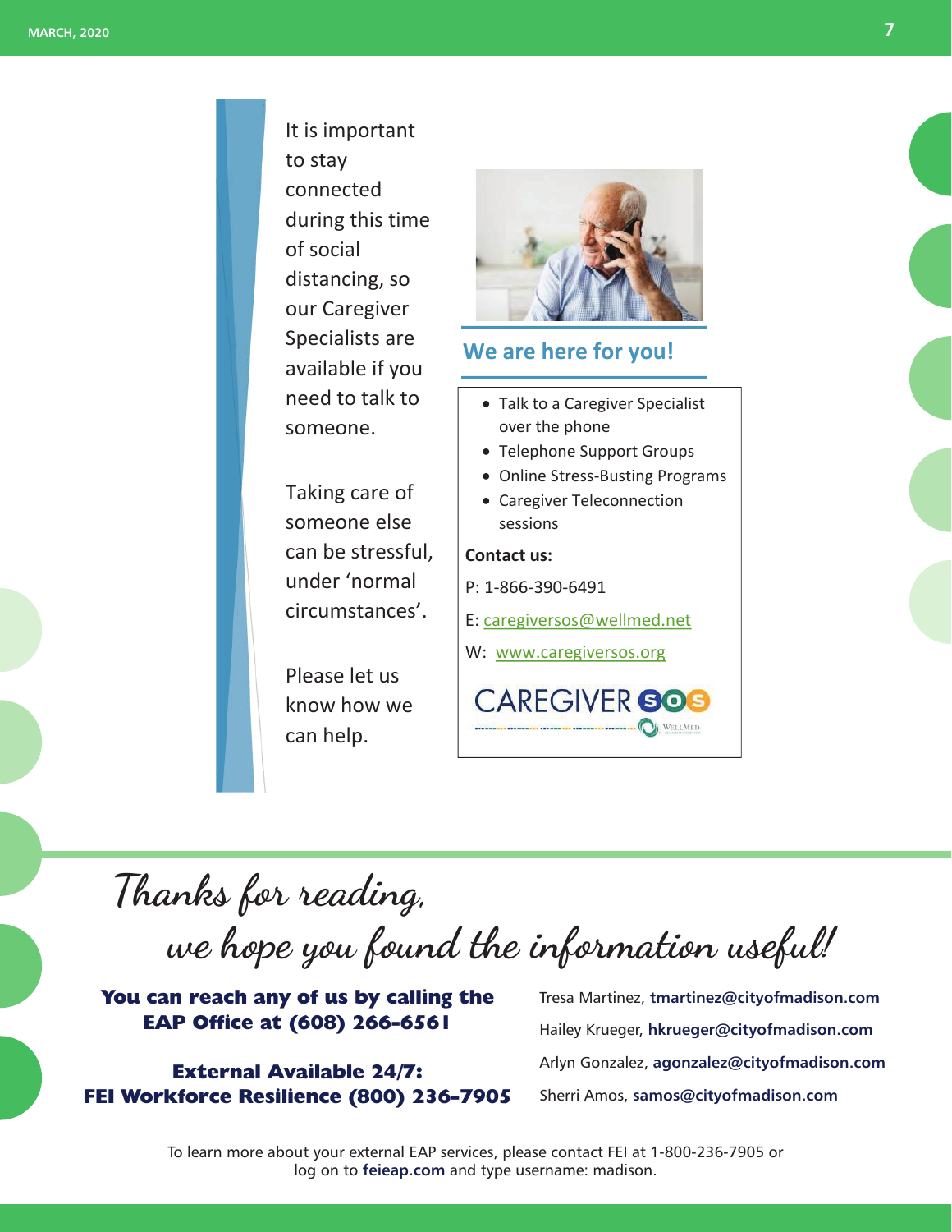It is important to stay connected during this time of social distancing, so our Caregiver Specialists are available if you need to talk to someone.

Taking care of someone else can be stressful, under 'normal circumstances'.

Please let us know how we can help.

## We are here for you!

- Talk to a Caregiver Specialist over the phone
- Telephone Support Groups
- Online Stress-Busting Programs
- Caregiver Teleconnection sessions

**Contact us:**

P: 1-866-390-6491

E: caregiversos@wellmed.net

W: www.caregiversos.org

CAREGIVER SOS

WELLMED

# Thanks for reading, we hope you found the information useful!

**You can reach any of us by calling the EAP Office at (608) 266-6561**

**External Available 24/7: FEI Workforce Resilience (800) 236-7905**

Tresa Martinez, **tmartinez@cityofmadison.com**

Hailey Krueger, **hkrueger@cityofmadison.com**

Arlyn Gonzalez, **agonzalez@cityofmadison.com**

Sherri Amos, **samos@cityofmadison.com**

To learn more about your external EAP services, please contact FEI at 1-800-236-7905 or log on to **feieap.com** and type username: madison.